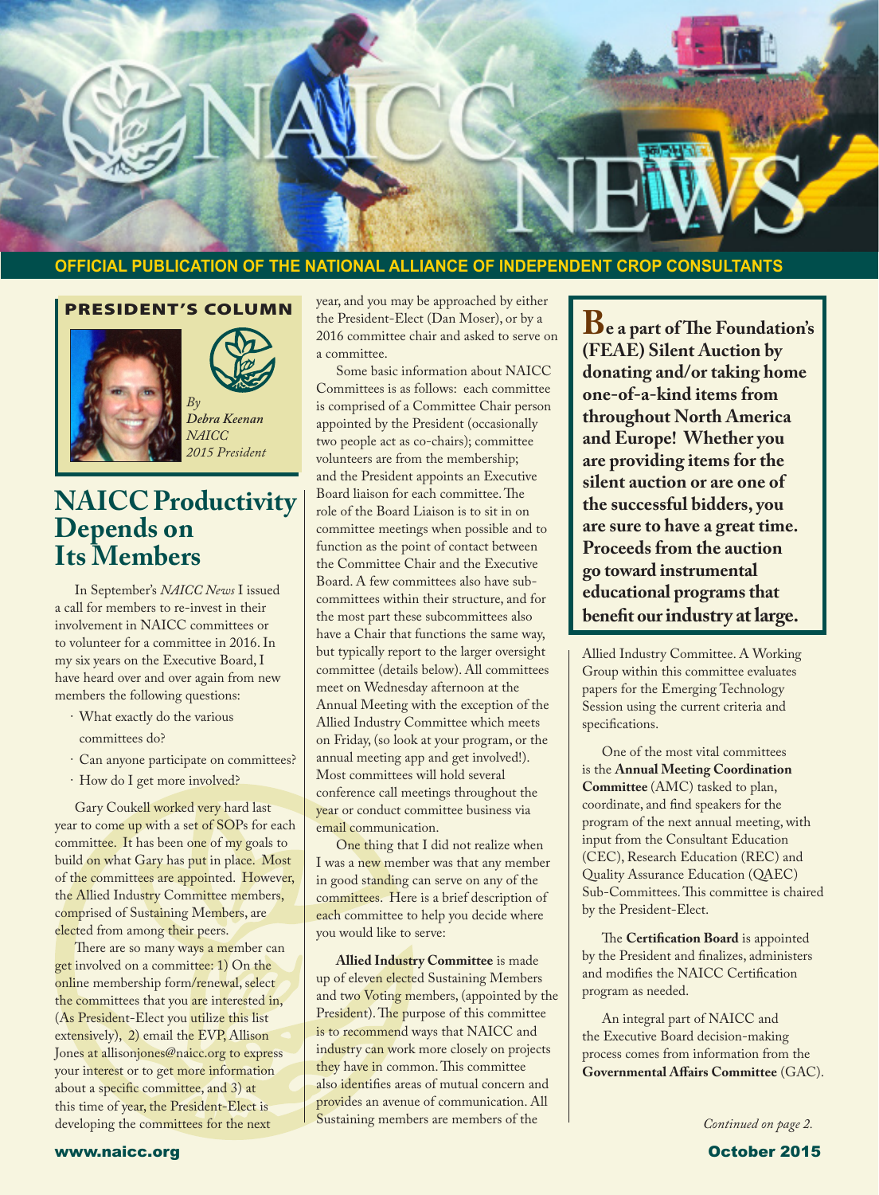# NAICC NEWS

**OFFICIAL PUBLICATION OF THE NATIONAL ALLIANCE OF INDEPENDENT CROP CONSULTANTS**

## PRESIDENT'S COLUMN

*By Debra Keenan NAICC 2015 President*

# NAICC Productivity Depends on Its Members

In September's *NAICC News* I issued a call for members to re-invest in their involvement in NAICC committees or to volunteer for a committee in 2016. In my six years on the Executive Board, I have heard over and over again from new members the following questions:

- What exactly do the various committees do?
- Can anyone participate on committees?
- How do I get more involved?

Gary Coukell worked very hard last year to come up with a set of SOPs for each committee. It has been one of my goals to build on what Gary has put in place. Most of the committees are appointed. However, the Allied Industry Committee members, comprised of Sustaining Members, are elected from among their peers.

There are so many ways a member can get involved on a committee: 1) On the online membership form/renewal, select the committees that you are interested in, (As President-Elect you utilize this list extensively), 2) email the EVP, Allison Jones at allisonjones@naicc.org to express your interest or to get more information about a specific committee, and 3) at this time of year, the President-Elect is developing the committees for the next year, and you may be approached by either the President-Elect (Dan Moser), or by a 2016 committee chair and asked to serve on a committee.

Some basic information about NAICC Committees is as follows: each committee is comprised of a Committee Chair person appointed by the President (occasionally two people act as co-chairs); committee volunteers are from the membership; and the President appoints an Executive Board liaison for each committee. The role of the Board Liaison is to sit in on committee meetings when possible and to function as the point of contact between the Committee Chair and the Executive Board. A few committees also have sub-committees within their structure, and for the most part these subcommittees also have a Chair that functions the same way, but typically report to the larger oversight committee (details below). All committees meet on Wednesday afternoon at the Annual Meeting with the exception of the Allied Industry Committee which meets on Friday, (so look at your program, or the annual meeting app and get involved!). Most committees will hold several conference call meetings throughout the year or conduct committee business via email communication.

One thing that I did not realize when I was a new member was that any member in good standing can serve on any of the committees. Here is a brief description of each committee to help you decide where you would like to serve:

**Allied Industry Committee** is made up of eleven elected Sustaining Members and two Voting members, (appointed by the President). The purpose of this committee is to recommend ways that NAICC and industry can work more closely on projects they have in common. This committee also identifies areas of mutual concern and provides an avenue of communication. All Sustaining members are members of the Allied Industry Committee. A Working Group within this committee evaluates papers for the Emerging Technology Session using the current criteria and specifications.

One of the most vital committees is the **Annual Meeting Coordination Committee** (AMC) tasked to plan, coordinate, and find speakers for the program of the next annual meeting, with input from the Consultant Education (CEC), Research Education (REC) and Quality Assurance Education (QAEC) Sub-Committees. This committee is chaired by the President-Elect.

The **Certification Board** is appointed by the President and finalizes, administers and modifies the NAICC Certification program as needed.

An integral part of NAICC and the Executive Board decision-making process comes from information from the **Governmental Affairs Committee** (GAC).

*Continued on page 2.*

**Be a part of The Foundation's (FEAE) Silent Auction by donating and/or taking home one-of-a-kind items from throughout North America and Europe! Whether you are providing items for the silent auction or are one of the successful bidders, you are sure to have a great time. Proceeds from the auction go toward instrumental educational programs that benefit our industry at large.**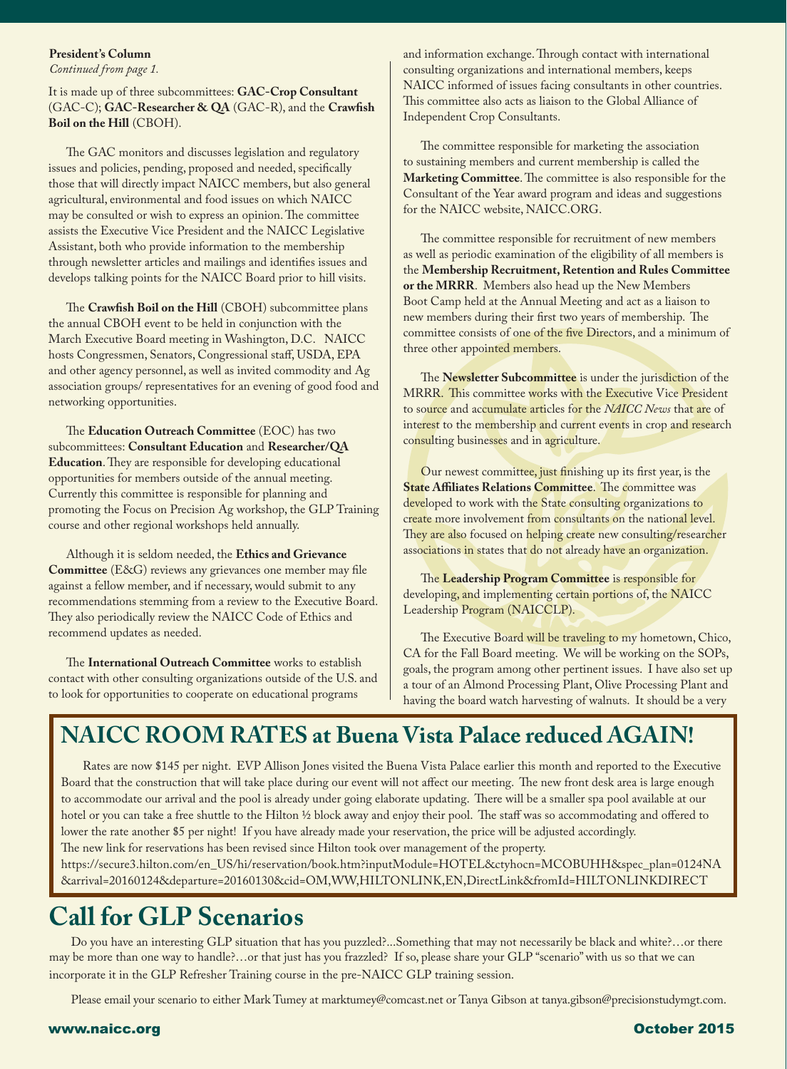**President's Column**
*Continued from page 1.*

It is made up of three subcommittees: **GAC-Crop Consultant** (GAC-C); **GAC-Researcher & QA** (GAC-R), and the **Crawfish Boil on the Hill** (CBOH).

The GAC monitors and discusses legislation and regulatory issues and policies, pending, proposed and needed, specifically those that will directly impact NAICC members, but also general agricultural, environmental and food issues on which NAICC may be consulted or wish to express an opinion. The committee assists the Executive Vice President and the NAICC Legislative Assistant, both who provide information to the membership through newsletter articles and mailings and identifies issues and develops talking points for the NAICC Board prior to hill visits.

The **Crawfish Boil on the Hill** (CBOH) subcommittee plans the annual CBOH event to be held in conjunction with the March Executive Board meeting in Washington, D.C. NAICC hosts Congressmen, Senators, Congressional staff, USDA, EPA and other agency personnel, as well as invited commodity and Ag association groups/ representatives for an evening of good food and networking opportunities.

The **Education Outreach Committee** (EOC) has two subcommittees: **Consultant Education** and **Researcher/QA Education**. They are responsible for developing educational opportunities for members outside of the annual meeting. Currently this committee is responsible for planning and promoting the Focus on Precision Ag workshop, the GLP Training course and other regional workshops held annually.

Although it is seldom needed, the **Ethics and Grievance Committee** (E&G) reviews any grievances one member may file against a fellow member, and if necessary, would submit to any recommendations stemming from a review to the Executive Board. They also periodically review the NAICC Code of Ethics and recommend updates as needed.

The **International Outreach Committee** works to establish contact with other consulting organizations outside of the U.S. and to look for opportunities to cooperate on educational programs and information exchange. Through contact with international consulting organizations and international members, keeps NAICC informed of issues facing consultants in other countries. This committee also acts as liaison to the Global Alliance of Independent Crop Consultants.

The committee responsible for marketing the association to sustaining members and current membership is called the **Marketing Committee**. The committee is also responsible for the Consultant of the Year award program and ideas and suggestions for the NAICC website, NAICC.ORG.

The committee responsible for recruitment of new members as well as periodic examination of the eligibility of all members is the **Membership Recruitment, Retention and Rules Committee or the MRRR**. Members also head up the New Members Boot Camp held at the Annual Meeting and act as a liaison to new members during their first two years of membership. The committee consists of one of the five Directors, and a minimum of three other appointed members.

The **Newsletter Subcommittee** is under the jurisdiction of the MRRR. This committee works with the Executive Vice President to source and accumulate articles for the *NAICC News* that are of interest to the membership and current events in crop and research consulting businesses and in agriculture.

Our newest committee, just finishing up its first year, is the **State Affiliates Relations Committee**. The committee was developed to work with the State consulting organizations to create more involvement from consultants on the national level. They are also focused on helping create new consulting/researcher associations in states that do not already have an organization.

The **Leadership Program Committee** is responsible for developing, and implementing certain portions of, the NAICC Leadership Program (NAICCLP).

The Executive Board will be traveling to my hometown, Chico, CA for the Fall Board meeting. We will be working on the SOPs, goals, the program among other pertinent issues. I have also set up a tour of an Almond Processing Plant, Olive Processing Plant and having the board watch harvesting of walnuts. It should be a very

## NAICC ROOM RATES at Buena Vista Palace reduced AGAIN!

Rates are now $145 per night. EVP Allison Jones visited the Buena Vista Palace earlier this month and reported to the Executive Board that the construction that will take place during our event will not affect our meeting. The new front desk area is large enough to accommodate our arrival and the pool is already under going elaborate updating. There will be a smaller spa pool available at our hotel or you can take a free shuttle to the Hilton ½ block away and enjoy their pool. The staff was so accommodating and offered to lower the rate another $5 per night! If you have already made your reservation, the price will be adjusted accordingly.
The new link for reservations has been revised since Hilton took over management of the property.
https://secure3.hilton.com/en_US/hi/reservation/book.htm?inputModule=HOTEL&ctyhocn=MCOBUHH&spec_plan=0124NA&arrival=20160124&departure=20160130&cid=OM,WW,HILTONLINK,EN,DirectLink&fromId=HILTONLINKDIRECT

# Call for GLP Scenarios

Do you have an interesting GLP situation that has you puzzled?...Something that may not necessarily be black and white?…or there may be more than one way to handle?…or that just has you frazzled? If so, please share your GLP "scenario" with us so that we can incorporate it in the GLP Refresher Training course in the pre-NAICC GLP training session.

Please email your scenario to either Mark Tumey at marktumey@comcast.net or Tanya Gibson at tanya.gibson@precisionstudymgt.com.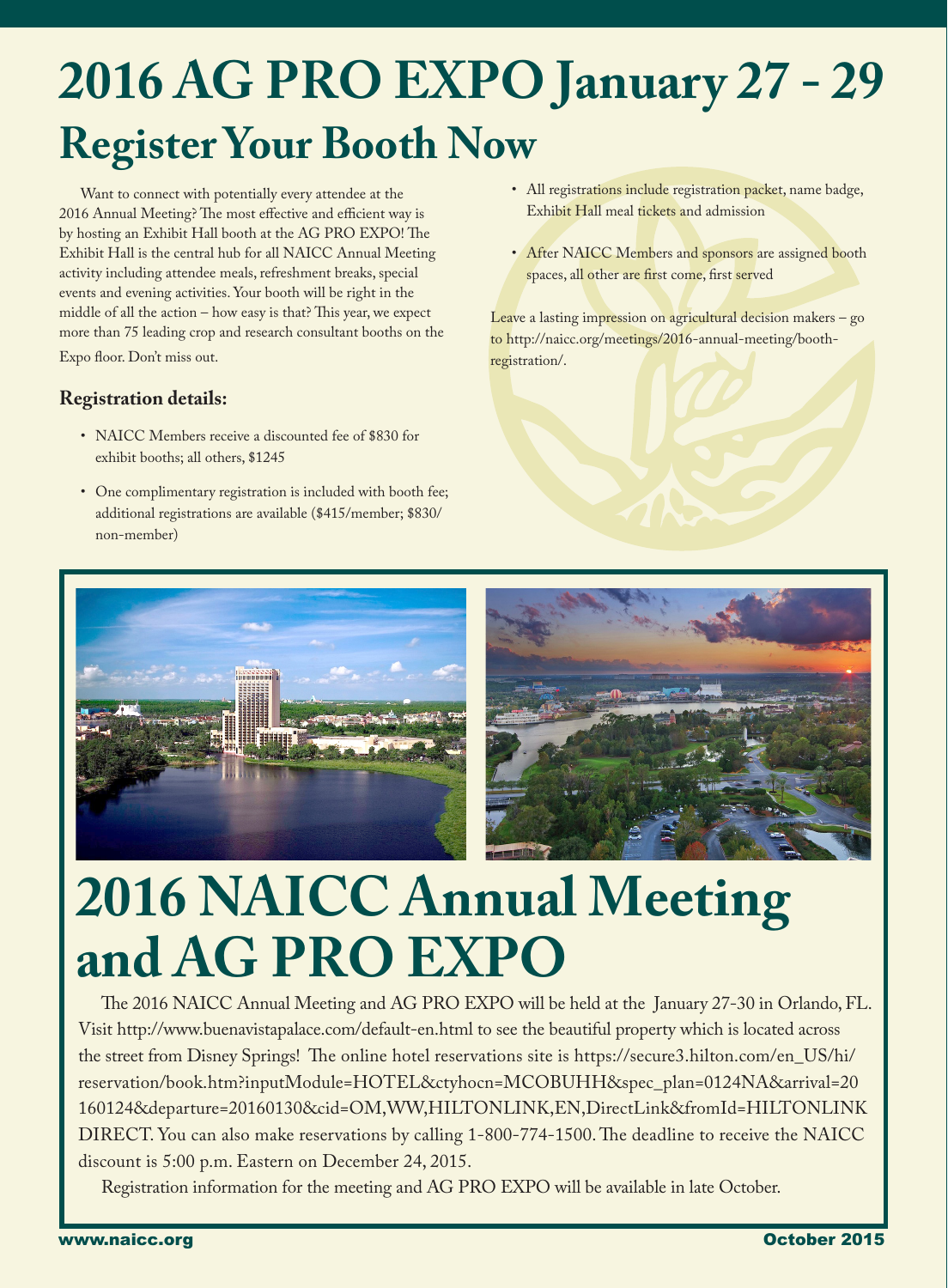# 2016 AG PRO EXPO January 27 - 29

## Register Your Booth Now

Want to connect with potentially every attendee at the 2016 Annual Meeting? The most effective and efficient way is by hosting an Exhibit Hall booth at the AG PRO EXPO! The Exhibit Hall is the central hub for all NAICC Annual Meeting activity including attendee meals, refreshment breaks, special events and evening activities. Your booth will be right in the middle of all the action – how easy is that? This year, we expect more than 75 leading crop and research consultant booths on the Expo floor. Don't miss out.

### Registration details:

- NAICC Members receive a discounted fee of $830 for exhibit booths; all others, $1245
- One complimentary registration is included with booth fee; additional registrations are available ($415/member; $830/ non-member)
- All registrations include registration packet, name badge, Exhibit Hall meal tickets and admission
- After NAICC Members and sponsors are assigned booth spaces, all other are first come, first served

Leave a lasting impression on agricultural decision makers – go to http://naicc.org/meetings/2016-annual-meeting/booth-registration/.

# 2016 NAICC Annual Meeting and AG PRO EXPO

The 2016 NAICC Annual Meeting and AG PRO EXPO will be held at the January 27-30 in Orlando, FL. Visit http://www.buenavistapalace.com/default-en.html to see the beautiful property which is located across the street from Disney Springs! The online hotel reservations site is https://secure3.hilton.com/en_US/hi/reservation/book.htm?inputModule=HOTEL&ctyhocn=MCOBUHH&spec_plan=0124NA&arrival=20160124&departure=20160130&cid=OM,WW,HILTONLINK,EN,DirectLink&fromId=HILTONLINKDIRECT. You can also make reservations by calling 1-800-774-1500. The deadline to receive the NAICC discount is 5:00 p.m. Eastern on December 24, 2015.

Registration information for the meeting and AG PRO EXPO will be available in late October.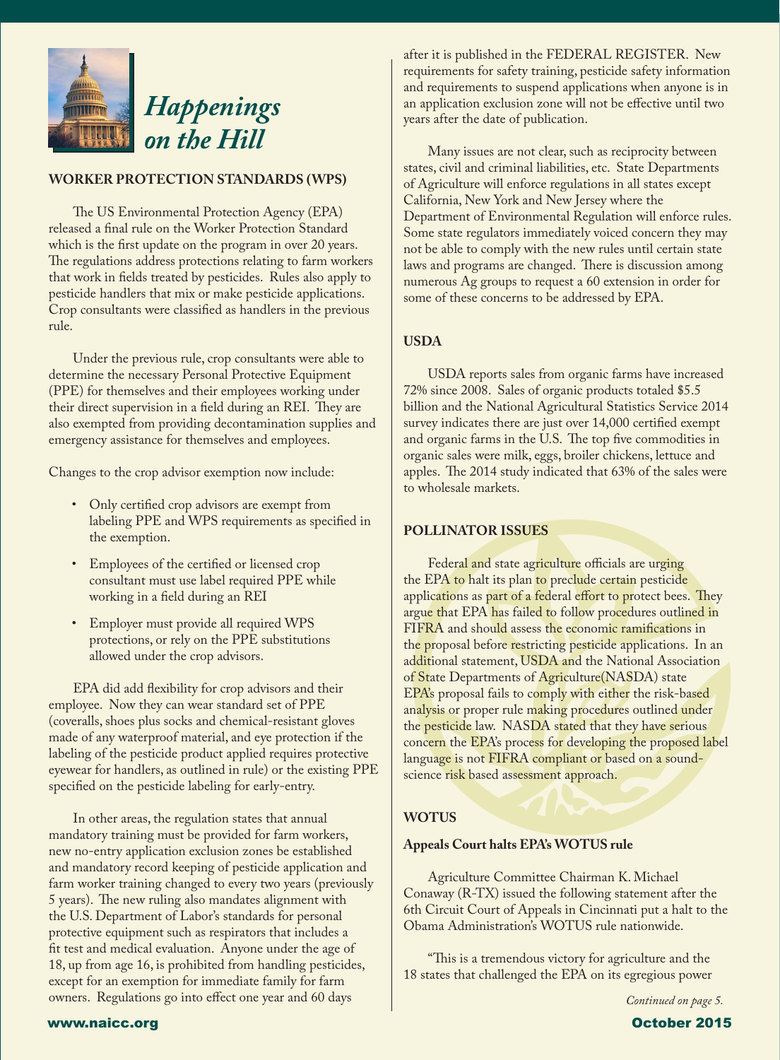# *Happenings on the Hill*

## WORKER PROTECTION STANDARDS (WPS)

The US Environmental Protection Agency (EPA) released a final rule on the Worker Protection Standard which is the first update on the program in over 20 years. The regulations address protections relating to farm workers that work in fields treated by pesticides. Rules also apply to pesticide handlers that mix or make pesticide applications. Crop consultants were classified as handlers in the previous rule.

Under the previous rule, crop consultants were able to determine the necessary Personal Protective Equipment (PPE) for themselves and their employees working under their direct supervision in a field during an REI. They are also exempted from providing decontamination supplies and emergency assistance for themselves and employees.

Changes to the crop advisor exemption now include:

- Only certified crop advisors are exempt from labeling PPE and WPS requirements as specified in the exemption.
- Employees of the certified or licensed crop consultant must use label required PPE while working in a field during an REI
- Employer must provide all required WPS protections, or rely on the PPE substitutions allowed under the crop advisors.

EPA did add flexibility for crop advisors and their employee. Now they can wear standard set of PPE (coveralls, shoes plus socks and chemical-resistant gloves made of any waterproof material, and eye protection if the labeling of the pesticide product applied requires protective eyewear for handlers, as outlined in rule) or the existing PPE specified on the pesticide labeling for early-entry.

In other areas, the regulation states that annual mandatory training must be provided for farm workers, new no-entry application exclusion zones be established and mandatory record keeping of pesticide application and farm worker training changed to every two years (previously 5 years). The new ruling also mandates alignment with the U.S. Department of Labor's standards for personal protective equipment such as respirators that includes a fit test and medical evaluation. Anyone under the age of 18, up from age 16, is prohibited from handling pesticides, except for an exemption for immediate family for farm owners. Regulations go into effect one year and 60 days after it is published in the FEDERAL REGISTER. New requirements for safety training, pesticide safety information and requirements to suspend applications when anyone is in an application exclusion zone will not be effective until two years after the date of publication.

Many issues are not clear, such as reciprocity between states, civil and criminal liabilities, etc. State Departments of Agriculture will enforce regulations in all states except California, New York and New Jersey where the Department of Environmental Regulation will enforce rules. Some state regulators immediately voiced concern they may not be able to comply with the new rules until certain state laws and programs are changed. There is discussion among numerous Ag groups to request a 60 extension in order for some of these concerns to be addressed by EPA.

## USDA

USDA reports sales from organic farms have increased 72% since 2008. Sales of organic products totaled $5.5 billion and the National Agricultural Statistics Service 2014 survey indicates there are just over 14,000 certified exempt and organic farms in the U.S. The top five commodities in organic sales were milk, eggs, broiler chickens, lettuce and apples. The 2014 study indicated that 63% of the sales were to wholesale markets.

## POLLINATOR ISSUES

Federal and state agriculture officials are urging the EPA to halt its plan to preclude certain pesticide applications as part of a federal effort to protect bees. They argue that EPA has failed to follow procedures outlined in FIFRA and should assess the economic ramifications in the proposal before restricting pesticide applications. In an additional statement, USDA and the National Association of State Departments of Agriculture(NASDA) state EPA's proposal fails to comply with either the risk-based analysis or proper rule making procedures outlined under the pesticide law. NASDA stated that they have serious concern the EPA's process for developing the proposed label language is not FIFRA compliant or based on a sound-science risk based assessment approach.

## WOTUS

### Appeals Court halts EPA's WOTUS rule

Agriculture Committee Chairman K. Michael Conaway (R-TX) issued the following statement after the 6th Circuit Court of Appeals in Cincinnati put a halt to the Obama Administration's WOTUS rule nationwide.

"This is a tremendous victory for agriculture and the 18 states that challenged the EPA on its egregious power

*Continued on page 5.*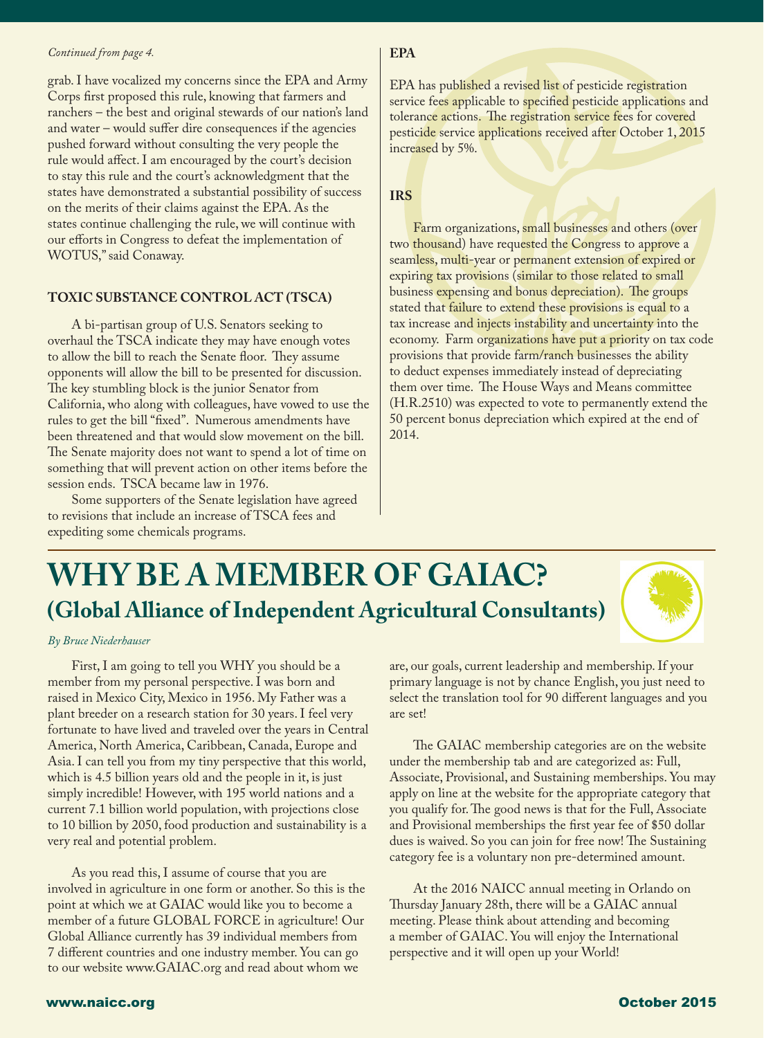*Continued from page 4.*

grab. I have vocalized my concerns since the EPA and Army Corps first proposed this rule, knowing that farmers and ranchers – the best and original stewards of our nation's land and water – would suffer dire consequences if the agencies pushed forward without consulting the very people the rule would affect. I am encouraged by the court's decision to stay this rule and the court's acknowledgment that the states have demonstrated a substantial possibility of success on the merits of their claims against the EPA. As the states continue challenging the rule, we will continue with our efforts in Congress to defeat the implementation of WOTUS," said Conaway.

### TOXIC SUBSTANCE CONTROL ACT (TSCA)

A bi-partisan group of U.S. Senators seeking to overhaul the TSCA indicate they may have enough votes to allow the bill to reach the Senate floor. They assume opponents will allow the bill to be presented for discussion. The key stumbling block is the junior Senator from California, who along with colleagues, have vowed to use the rules to get the bill "fixed". Numerous amendments have been threatened and that would slow movement on the bill. The Senate majority does not want to spend a lot of time on something that will prevent action on other items before the session ends. TSCA became law in 1976.

Some supporters of the Senate legislation have agreed to revisions that include an increase of TSCA fees and expediting some chemicals programs.

### EPA

EPA has published a revised list of pesticide registration service fees applicable to specified pesticide applications and tolerance actions. The registration service fees for covered pesticide service applications received after October 1, 2015 increased by 5%.

### IRS

Farm organizations, small businesses and others (over two thousand) have requested the Congress to approve a seamless, multi-year or permanent extension of expired or expiring tax provisions (similar to those related to small business expensing and bonus depreciation). The groups stated that failure to extend these provisions is equal to a tax increase and injects instability and uncertainty into the economy. Farm organizations have put a priority on tax code provisions that provide farm/ranch businesses the ability to deduct expenses immediately instead of depreciating them over time. The House Ways and Means committee (H.R.2510) was expected to vote to permanently extend the 50 percent bonus depreciation which expired at the end of 2014.

# WHY BE A MEMBER OF GAIAC?

## (Global Alliance of Independent Agricultural Consultants)

*By Bruce Niederhauser*

First, I am going to tell you WHY you should be a member from my personal perspective. I was born and raised in Mexico City, Mexico in 1956. My Father was a plant breeder on a research station for 30 years. I feel very fortunate to have lived and traveled over the years in Central America, North America, Caribbean, Canada, Europe and Asia. I can tell you from my tiny perspective that this world, which is 4.5 billion years old and the people in it, is just simply incredible! However, with 195 world nations and a current 7.1 billion world population, with projections close to 10 billion by 2050, food production and sustainability is a very real and potential problem.

As you read this, I assume of course that you are involved in agriculture in one form or another. So this is the point at which we at GAIAC would like you to become a member of a future GLOBAL FORCE in agriculture! Our Global Alliance currently has 39 individual members from 7 different countries and one industry member. You can go to our website www.GAIAC.org and read about whom we are, our goals, current leadership and membership. If your primary language is not by chance English, you just need to select the translation tool for 90 different languages and you are set!

The GAIAC membership categories are on the website under the membership tab and are categorized as: Full, Associate, Provisional, and Sustaining memberships. You may apply on line at the website for the appropriate category that you qualify for. The good news is that for the Full, Associate and Provisional memberships the first year fee of $50 dollar dues is waived. So you can join for free now! The Sustaining category fee is a voluntary non pre-determined amount.

At the 2016 NAICC annual meeting in Orlando on Thursday January 28th, there will be a GAIAC annual meeting. Please think about attending and becoming a member of GAIAC. You will enjoy the International perspective and it will open up your World!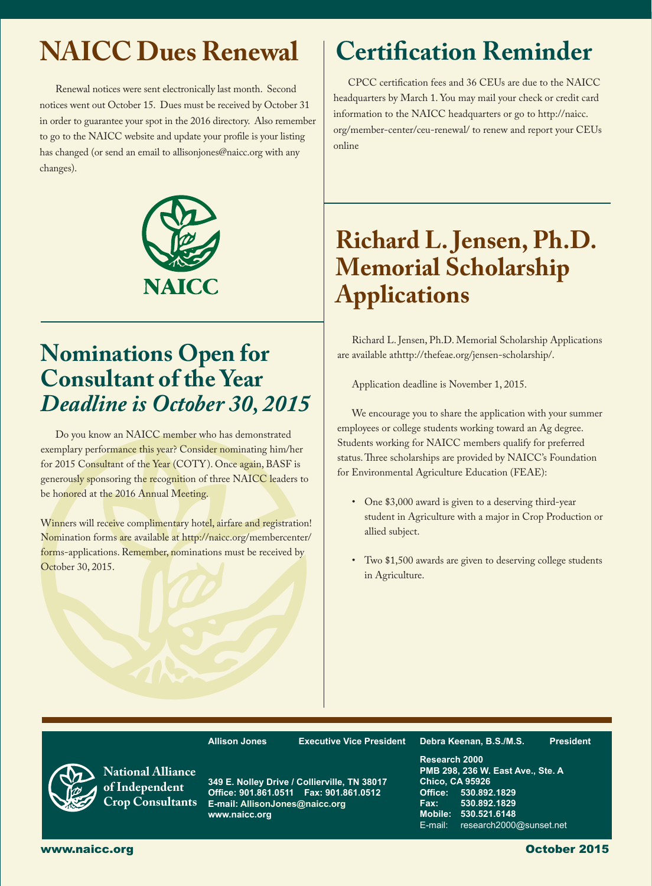# NAICC Dues Renewal

Renewal notices were sent electronically last month. Second notices went out October 15. Dues must be received by October 31 in order to guarantee your spot in the 2016 directory. Also remember to go to the NAICC website and update your profile is your listing has changed (or send an email to allisonjones@naicc.org with any changes).

NAICC

## Nominations Open for Consultant of the Year *Deadline is October 30, 2015*

Do you know an NAICC member who has demonstrated exemplary performance this year? Consider nominating him/her for 2015 Consultant of the Year (COTY). Once again, BASF is generously sponsoring the recognition of three NAICC leaders to be honored at the 2016 Annual Meeting.

Winners will receive complimentary hotel, airfare and registration! Nomination forms are available at http://naicc.org/membercenter/forms-applications. Remember, nominations must be received by October 30, 2015.

# Certification Reminder

CPCC certification fees and 36 CEUs are due to the NAICC headquarters by March 1. You may mail your check or credit card information to the NAICC headquarters or go to http://naicc.org/member-center/ceu-renewal/ to renew and report your CEUs online

## Richard L. Jensen, Ph.D. Memorial Scholarship Applications

Richard L. Jensen, Ph.D. Memorial Scholarship Applications are available athttp://thefeae.org/jensen-scholarship/.

Application deadline is November 1, 2015.

We encourage you to share the application with your summer employees or college students working toward an Ag degree. Students working for NAICC members qualify for preferred status. Three scholarships are provided by NAICC's Foundation for Environmental Agriculture Education (FEAE):

- One $3,000 award is given to a deserving third-year student in Agriculture with a major in Crop Production or allied subject.
- Two $1,500 awards are given to deserving college students in Agriculture.

---

**National Alliance of Independent Crop Consultants**

**Allison Jones** — **Executive Vice President**
349 E. Nolley Drive / Collierville, TN 38017
Office: 901.861.0511 Fax: 901.861.0512
E-mail: AllisonJones@naicc.org
www.naicc.org

**Debra Keenan, B.S./M.S.** — **President**
Research 2000
PMB 298, 236 W. East Ave., Ste. A
Chico, CA 95926
Office: 530.892.1829
Fax: 530.892.1829
Mobile: 530.521.6148
E-mail: research2000@sunset.net